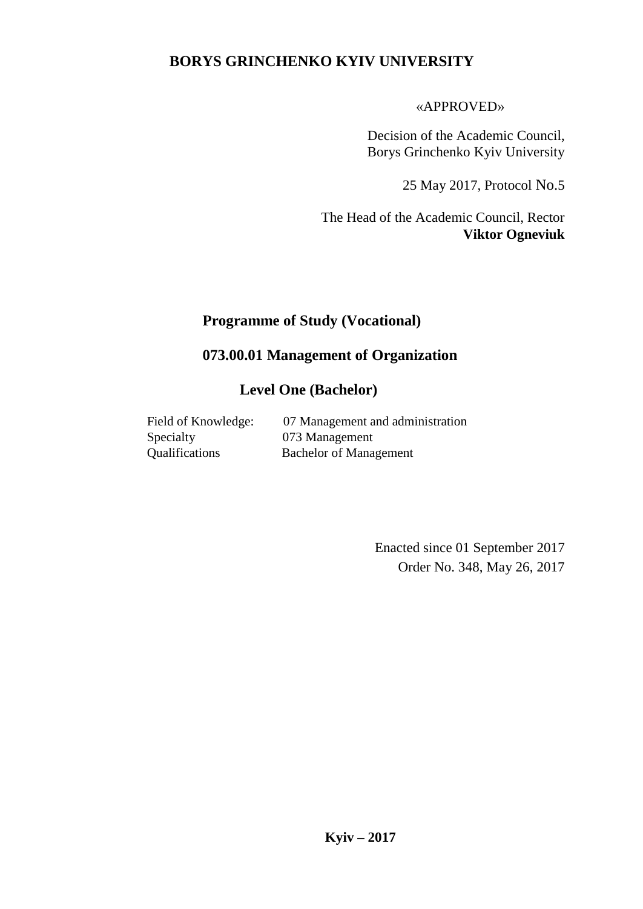# BORYS GRINCHENKO KYIV UNIVERSITY

«APPROVED»

Decision of the Academic Council,
Borys Grinchenko Kyiv University

25 May 2017, Protocol No.5

The Head of the Academic Council, Rector
**Viktor Ogneviuk**

## Programme of Study (Vocational)

## 073.00.01 Management of Organization

## Level One (Bachelor)

Field of Knowledge: 07 Management and administration
Specialty 073 Management
Qualifications Bachelor of Management

Enacted since 01 September 2017
Order No. 348, May 26, 2017

**Kyiv – 2017**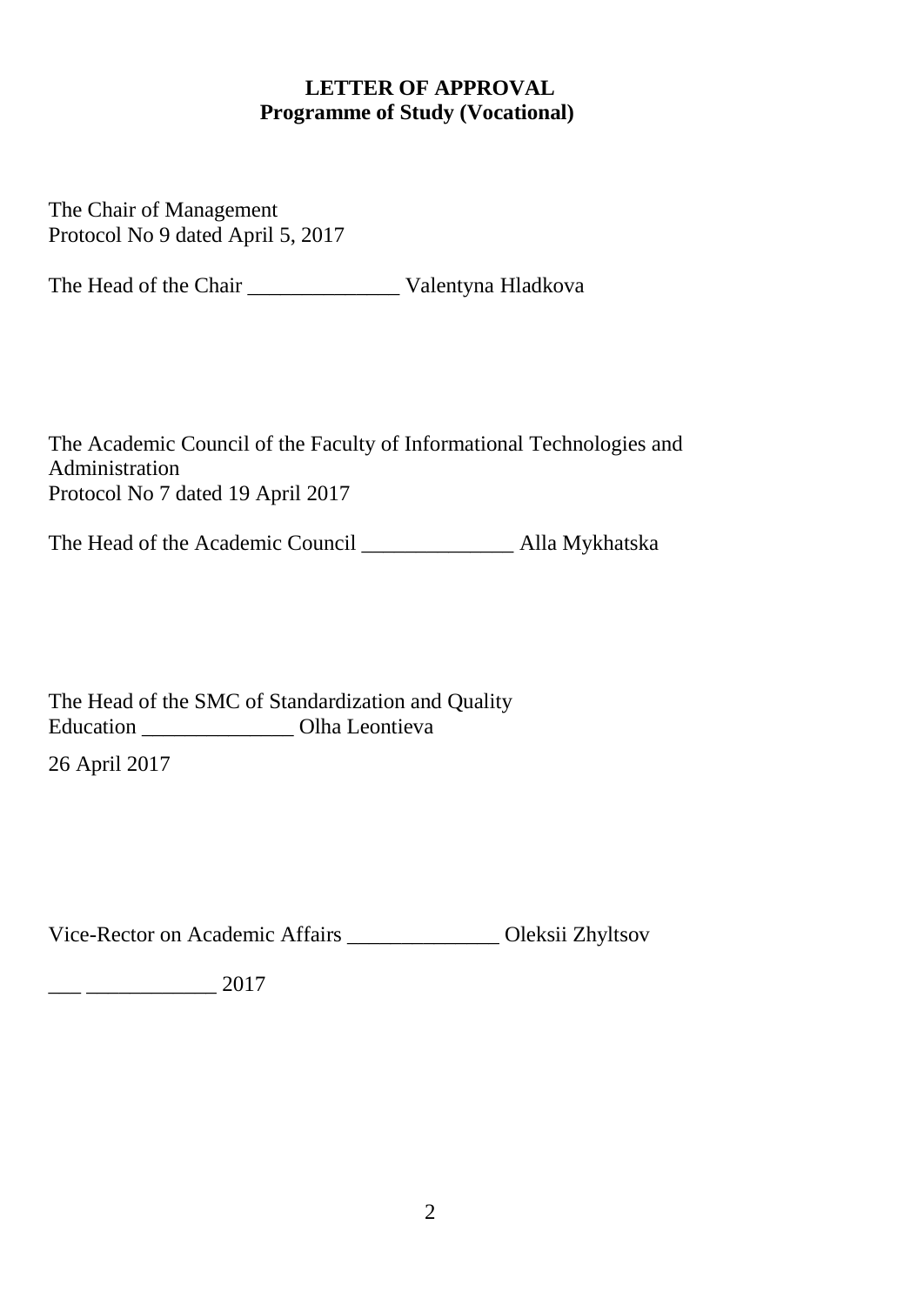**LETTER OF APPROVAL**
**Programme of Study (Vocational)**

The Chair of Management
Protocol No 9 dated April 5, 2017

The Head of the Chair ______________ Valentyna Hladkova

The Academic Council of the Faculty of Informational Technologies and Administration
Protocol No 7 dated 19 April 2017

The Head of the Academic Council ______________ Alla Mykhatska

The Head of the SMC of Standardization and Quality Education ______________ Olha Leontieva

26 April 2017

Vice-Rector on Academic Affairs ______________ Oleksii Zhyltsov

___ ____________ 2017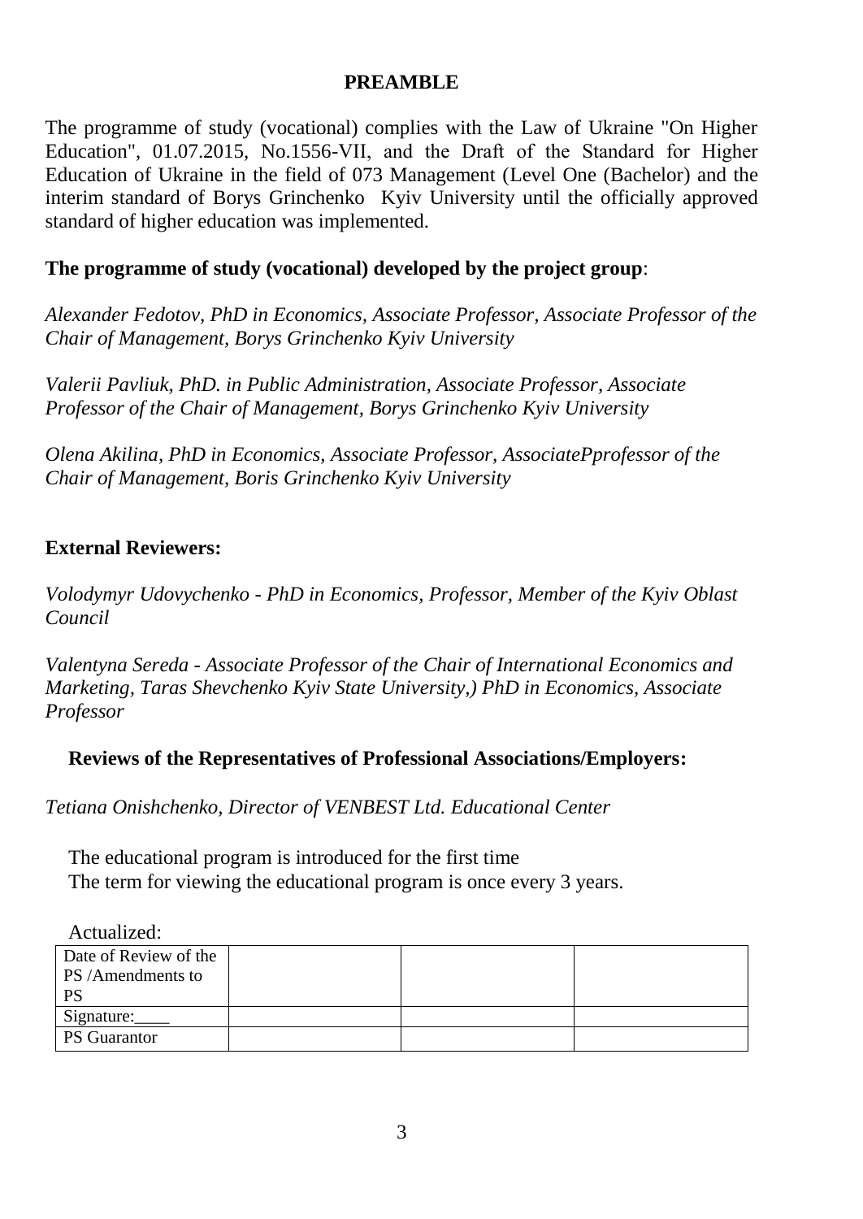## PREAMBLE

The programme of study (vocational) complies with the Law of Ukraine "On Higher Education", 01.07.2015, No.1556-VII, and the Draft of the Standard for Higher Education of Ukraine in the field of 073 Management (Level One (Bachelor) and the interim standard of Borys Grinchenko Kyiv University until the officially approved standard of higher education was implemented.

**The programme of study (vocational) developed by the project group**:

*Alexander Fedotov, PhD in Economics, Associate Professor, Associate Professor of the Chair of Management, Borys Grinchenko Kyiv University*

*Valerii Pavliuk, PhD. in Public Administration, Associate Professor, Associate Professor of the Chair of Management, Borys Grinchenko Kyiv University*

*Olena Akilina, PhD in Economics, Associate Professor, AssociatePprofessor of the Chair of Management, Boris Grinchenko Kyiv University*

**External Reviewers:**

*Volodymyr Udovychenko - PhD in Economics, Professor, Member of the Kyiv Oblast Council*

*Valentyna Sereda - Associate Professor of the Chair of International Economics and Marketing, Taras Shevchenko Kyiv State University,) PhD in Economics, Associate Professor*

**Reviews of the Representatives of Professional Associations/Employers:**

*Tetiana Onishchenko, Director of VENBEST Ltd. Educational Center*

The educational program is introduced for the first time
The term for viewing the educational program is once every 3 years.

Actualized:

| Date of Review of the PS /Amendments to PS | | | |
|---|---|---|---|
| Signature:____ | | | |
| PS Guarantor | | | |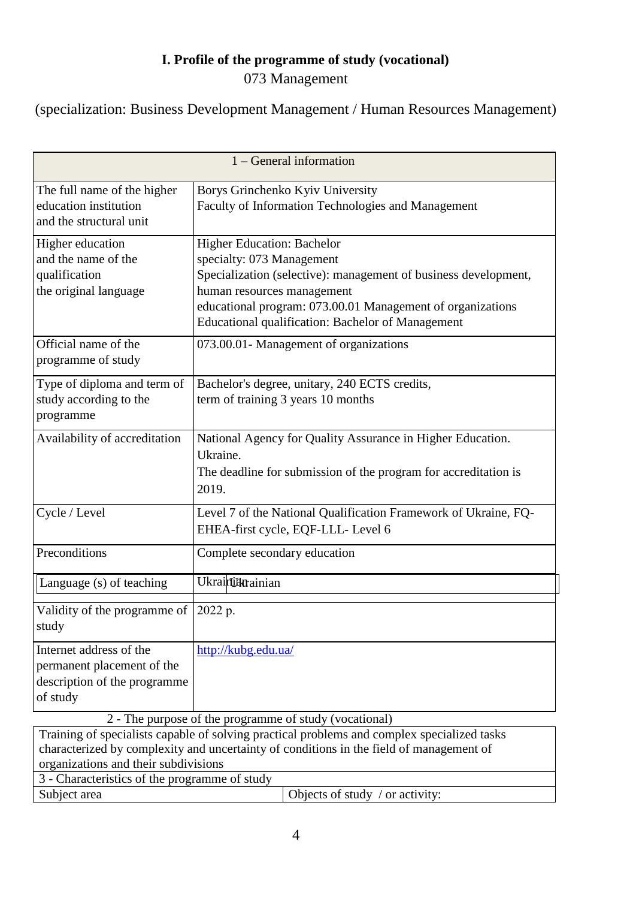# I. Profile of the programme of study (vocational)

073 Management

(specialization: Business Development Management / Human Resources Management)

| 1 – General information | |
|---|---|
| The full name of the higher education institution and the structural unit | Borys Grinchenko Kyiv University<br>Faculty of Information Technologies and Management |
| Higher education and the name of the qualification the original language | Higher Education: Bachelor<br>specialty: 073 Management<br>Specialization (selective): management of business development, human resources management<br>educational program: 073.00.01 Management of organizations<br>Educational qualification: Bachelor of Management |
| Official name of the programme of study | 073.00.01- Management of organizations |
| Type of diploma and term of study according to the programme | Bachelor's degree, unitary, 240 ECTS credits,<br>term of training 3 years 10 months |
| Availability of accreditation | National Agency for Quality Assurance in Higher Education. Ukraine.<br>The deadline for submission of the program for accreditation is 2019. |
| Cycle / Level | Level 7 of the National Qualification Framework of Ukraine, FQ-EHEA-first cycle, EQF-LLL- Level 6 |
| Preconditions | Complete secondary education |
| Language (s) of teaching | Ukrainian |
| Validity of the programme of study | 2022 p. |
| Internet address of the permanent placement of the description of the programme of study | http://kubg.edu.ua/ |

| 2 - The purpose of the programme of study (vocational) | |
|---|---|
| Training of specialists capable of solving practical problems and complex specialized tasks characterized by complexity and uncertainty of conditions in the field of management of organizations and their subdivisions | |
| 3 - Characteristics of the programme of study | |
| Subject area | Objects of study / or activity: |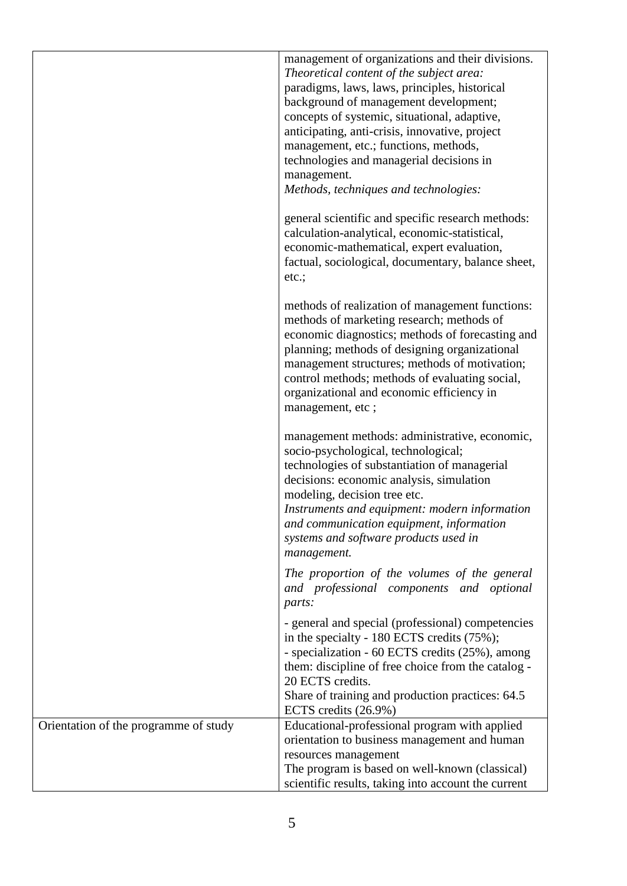| | |
|---|---|
| | management of organizations and their divisions.<br>*Theoretical content of the subject area:*<br>paradigms, laws, laws, principles, historical background of management development;<br>concepts of systemic, situational, adaptive, anticipating, anti-crisis, innovative, project management, etc.; functions, methods, technologies and managerial decisions in management.<br>*Methods, techniques and technologies:*<br><br>general scientific and specific research methods: calculation-analytical, economic-statistical, economic-mathematical, expert evaluation, factual, sociological, documentary, balance sheet, etc.;<br><br>methods of realization of management functions: methods of marketing research; methods of economic diagnostics; methods of forecasting and planning; methods of designing organizational management structures; methods of motivation; control methods; methods of evaluating social, organizational and economic efficiency in management, etc ;<br><br>management methods: administrative, economic, socio-psychological, technological;<br>technologies of substantiation of managerial decisions: economic analysis, simulation modeling, decision tree etc.<br>*Instruments and equipment: modern information and communication equipment, information systems and software products used in management.*<br><br>*The proportion of the volumes of the general and professional components and optional parts:*<br><br>- general and special (professional) competencies in the specialty - 180 ECTS credits (75%);<br>- specialization - 60 ECTS credits (25%), among them: discipline of free choice from the catalog - 20 ECTS credits.<br>Share of training and production practices: 64.5 ECTS credits (26.9%) |
| Orientation of the programme of study | Educational-professional program with applied orientation to business management and human resources management<br>The program is based on well-known (classical) scientific results, taking into account the current |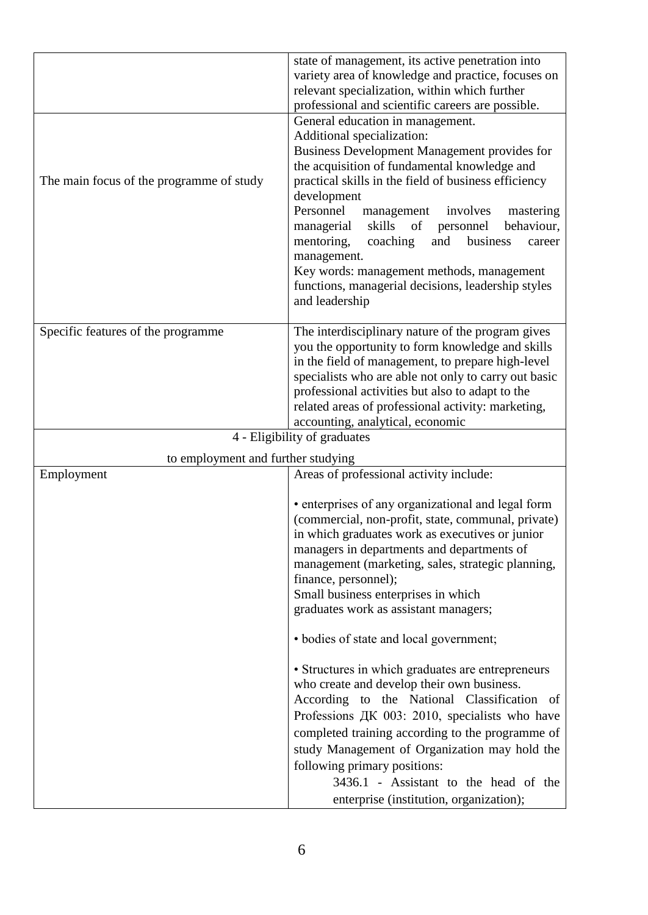| | |
|---|---|
| | state of management, its active penetration into variety area of knowledge and practice, focuses on relevant specialization, within which further professional and scientific careers are possible. |
| The main focus of the programme of study | General education in management.<br>Additional specialization:<br>Business Development Management provides for the acquisition of fundamental knowledge and practical skills in the field of business efficiency development<br>Personnel management involves mastering managerial skills of personnel behaviour, mentoring, coaching and business career management.<br>Key words: management methods, management functions, managerial decisions, leadership styles and leadership |
| Specific features of the programme | The interdisciplinary nature of the program gives you the opportunity to form knowledge and skills in the field of management, to prepare high-level specialists who are able not only to carry out basic professional activities but also to adapt to the related areas of professional activity: marketing, accounting, analytical, economic |
| **4 - Eligibility of graduates to employment and further studying** | |
| Employment | Areas of professional activity include:<br><br>• enterprises of any organizational and legal form (commercial, non-profit, state, communal, private) in which graduates work as executives or junior managers in departments and departments of management (marketing, sales, strategic planning, finance, personnel);<br>Small business enterprises in which graduates work as assistant managers;<br><br>• bodies of state and local government;<br><br>• Structures in which graduates are entrepreneurs who create and develop their own business.<br>According to the National Classification of Professions ДК 003: 2010, specialists who have completed training according to the programme of study Management of Organization may hold the following primary positions:<br>3436.1 - Assistant to the head of the enterprise (institution, organization); |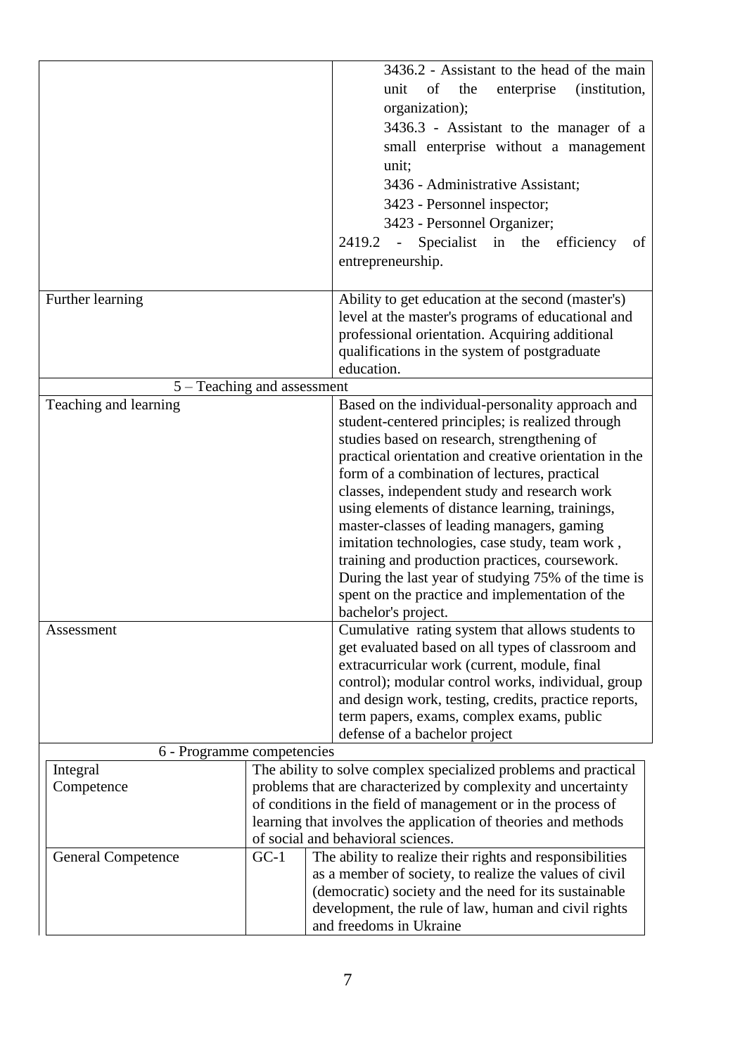| | |
|---|---|
| | 3436.2 - Assistant to the head of the main unit of the enterprise (institution, organization);<br>3436.3 - Assistant to the manager of a small enterprise without a management unit;<br>3436 - Administrative Assistant;<br>3423 - Personnel inspector;<br>3423 - Personnel Organizer;<br>2419.2 - Specialist in the efficiency of entrepreneurship. |
| Further learning | Ability to get education at the second (master's) level at the master's programs of educational and professional orientation. Acquiring additional qualifications in the system of postgraduate education. |
| **5 – Teaching and assessment** | |
| Teaching and learning | Based on the individual-personality approach and student-centered principles; is realized through studies based on research, strengthening of practical orientation and creative orientation in the form of a combination of lectures, practical classes, independent study and research work using elements of distance learning, trainings, master-classes of leading managers, gaming imitation technologies, case study, team work , training and production practices, coursework. During the last year of studying 75% of the time is spent on the practice and implementation of the bachelor's project. |
| Assessment | Cumulative rating system that allows students to get evaluated based on all types of classroom and extracurricular work (current, module, final control); modular control works, individual, group and design work, testing, credits, practice reports, term papers, exams, complex exams, public defense of a bachelor project |

**6 - Programme competencies**

| | | |
|---|---|---|
| Integral Competence | The ability to solve complex specialized problems and practical problems that are characterized by complexity and uncertainty of conditions in the field of management or in the process of learning that involves the application of theories and methods of social and behavioral sciences. | |
| General Competence | GC-1 | The ability to realize their rights and responsibilities as a member of society, to realize the values of civil (democratic) society and the need for its sustainable development, the rule of law, human and civil rights and freedoms in Ukraine |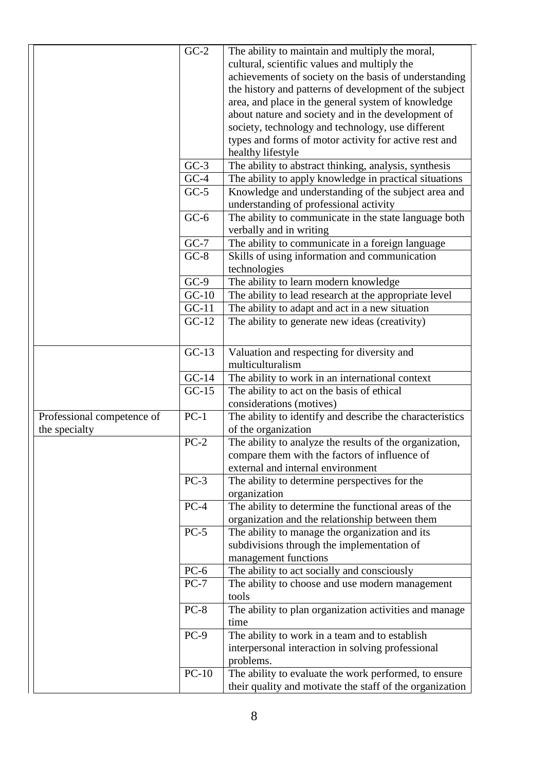| | | |
|---|---|---|
| | GC-2 | The ability to maintain and multiply the moral, cultural, scientific values and multiply the achievements of society on the basis of understanding the history and patterns of development of the subject area, and place in the general system of knowledge about nature and society and in the development of society, technology and technology, use different types and forms of motor activity for active rest and healthy lifestyle |
| | GC-3 | The ability to abstract thinking, analysis, synthesis |
| | GC-4 | The ability to apply knowledge in practical situations |
| | GC-5 | Knowledge and understanding of the subject area and understanding of professional activity |
| | GC-6 | The ability to communicate in the state language both verbally and in writing |
| | GC-7 | The ability to communicate in a foreign language |
| | GC-8 | Skills of using information and communication technologies |
| | GC-9 | The ability to learn modern knowledge |
| | GC-10 | The ability to lead research at the appropriate level |
| | GC-11 | The ability to adapt and act in a new situation |
| | GC-12 | The ability to generate new ideas (creativity) |
| | GC-13 | Valuation and respecting for diversity and multiculturalism |
| | GC-14 | The ability to work in an international context |
| | GC-15 | The ability to act on the basis of ethical considerations (motives) |
| Professional competence of the specialty | PC-1 | The ability to identify and describe the characteristics of the organization |
| | PC-2 | The ability to analyze the results of the organization, compare them with the factors of influence of external and internal environment |
| | PC-3 | The ability to determine perspectives for the organization |
| | PC-4 | The ability to determine the functional areas of the organization and the relationship between them |
| | PC-5 | The ability to manage the organization and its subdivisions through the implementation of management functions |
| | PC-6 | The ability to act socially and consciously |
| | PC-7 | The ability to choose and use modern management tools |
| | PC-8 | The ability to plan organization activities and manage time |
| | PC-9 | The ability to work in a team and to establish interpersonal interaction in solving professional problems. |
| | PC-10 | The ability to evaluate the work performed, to ensure their quality and motivate the staff of the organization |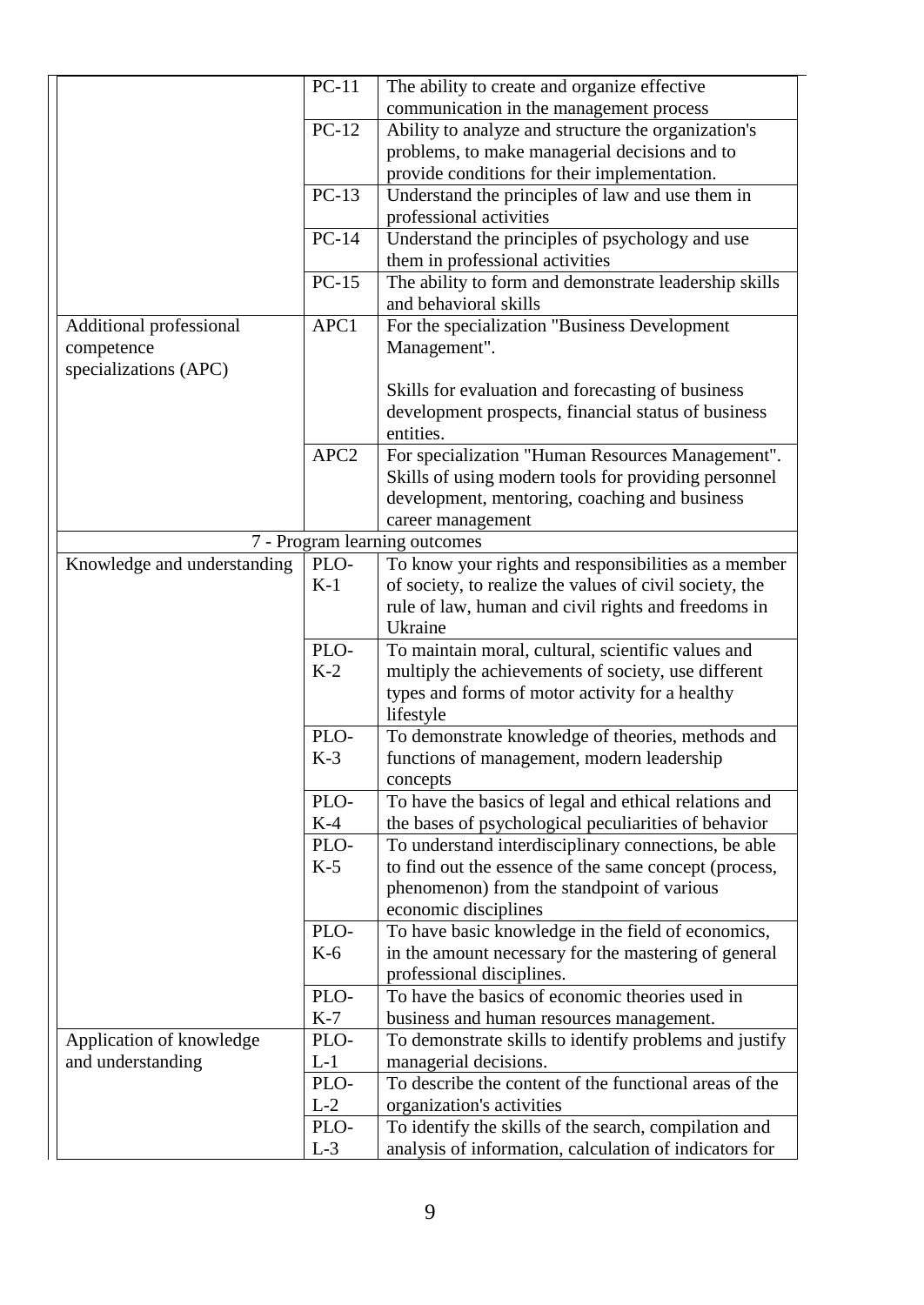| | | |
|---|---|---|
| | PC-11 | The ability to create and organize effective communication in the management process |
| | PC-12 | Ability to analyze and structure the organization's problems, to make managerial decisions and to provide conditions for their implementation. |
| | PC-13 | Understand the principles of law and use them in professional activities |
| | PC-14 | Understand the principles of psychology and use them in professional activities |
| | PC-15 | The ability to form and demonstrate leadership skills and behavioral skills |
| Additional professional competence specializations (APC) | APC1 | For the specialization "Business Development Management".<br><br>Skills for evaluation and forecasting of business development prospects, financial status of business entities. |
| | APC2 | For specialization "Human Resources Management". Skills of using modern tools for providing personnel development, mentoring, coaching and business career management |
| 7 - Program learning outcomes | | |
| Knowledge and understanding | PLO-K-1 | To know your rights and responsibilities as a member of society, to realize the values of civil society, the rule of law, human and civil rights and freedoms in Ukraine |
| | PLO-K-2 | To maintain moral, cultural, scientific values and multiply the achievements of society, use different types and forms of motor activity for a healthy lifestyle |
| | PLO-K-3 | To demonstrate knowledge of theories, methods and functions of management, modern leadership concepts |
| | PLO-K-4 | To have the basics of legal and ethical relations and the bases of psychological peculiarities of behavior |
| | PLO-K-5 | To understand interdisciplinary connections, be able to find out the essence of the same concept (process, phenomenon) from the standpoint of various economic disciplines |
| | PLO-K-6 | To have basic knowledge in the field of economics, in the amount necessary for the mastering of general professional disciplines. |
| | PLO-K-7 | To have the basics of economic theories used in business and human resources management. |
| Application of knowledge and understanding | PLO-L-1 | To demonstrate skills to identify problems and justify managerial decisions. |
| | PLO-L-2 | To describe the content of the functional areas of the organization's activities |
| | PLO-L-3 | To identify the skills of the search, compilation and analysis of information, calculation of indicators for |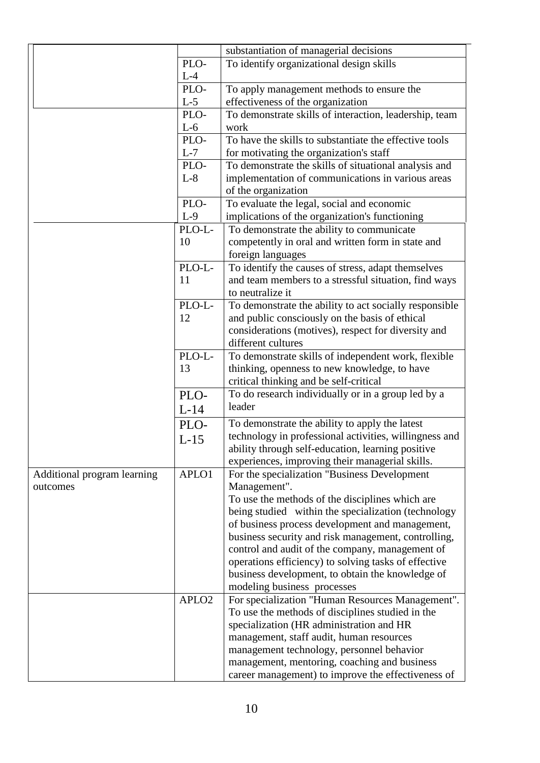| | | |
|---|---|---|
| | | substantiation of managerial decisions |
| | PLO-L-4 | To identify organizational design skills |
| | PLO-L-5 | To apply management methods to ensure the effectiveness of the organization |
| | PLO-L-6 | To demonstrate skills of interaction, leadership, team work |
| | PLO-L-7 | To have the skills to substantiate the effective tools for motivating the organization's staff |
| | PLO-L-8 | To demonstrate the skills of situational analysis and implementation of communications in various areas of the organization |
| | PLO-L-9 | To evaluate the legal, social and economic implications of the organization's functioning |
| | PLO-L-10 | To demonstrate the ability to communicate competently in oral and written form in state and foreign languages |
| | PLO-L-11 | To identify the causes of stress, adapt themselves and team members to a stressful situation, find ways to neutralize it |
| | PLO-L-12 | To demonstrate the ability to act socially responsible and public consciously on the basis of ethical considerations (motives), respect for diversity and different cultures |
| | PLO-L-13 | To demonstrate skills of independent work, flexible thinking, openness to new knowledge, to have critical thinking and be self-critical |
| | PLO-L-14 | To do research individually or in a group led by a leader |
| | PLO-L-15 | To demonstrate the ability to apply the latest technology in professional activities, willingness and ability through self-education, learning positive experiences, improving their managerial skills. |
| Additional program learning outcomes | APLO1 | For the specialization "Business Development Management". To use the methods of the disciplines which are being studied within the specialization (technology of business process development and management, business security and risk management, controlling, control and audit of the company, management of operations efficiency) to solving tasks of effective business development, to obtain the knowledge of modeling business processes |
| | APLO2 | For specialization "Human Resources Management". To use the methods of disciplines studied in the specialization (HR administration and HR management, staff audit, human resources management technology, personnel behavior management, mentoring, coaching and business career management) to improve the effectiveness of |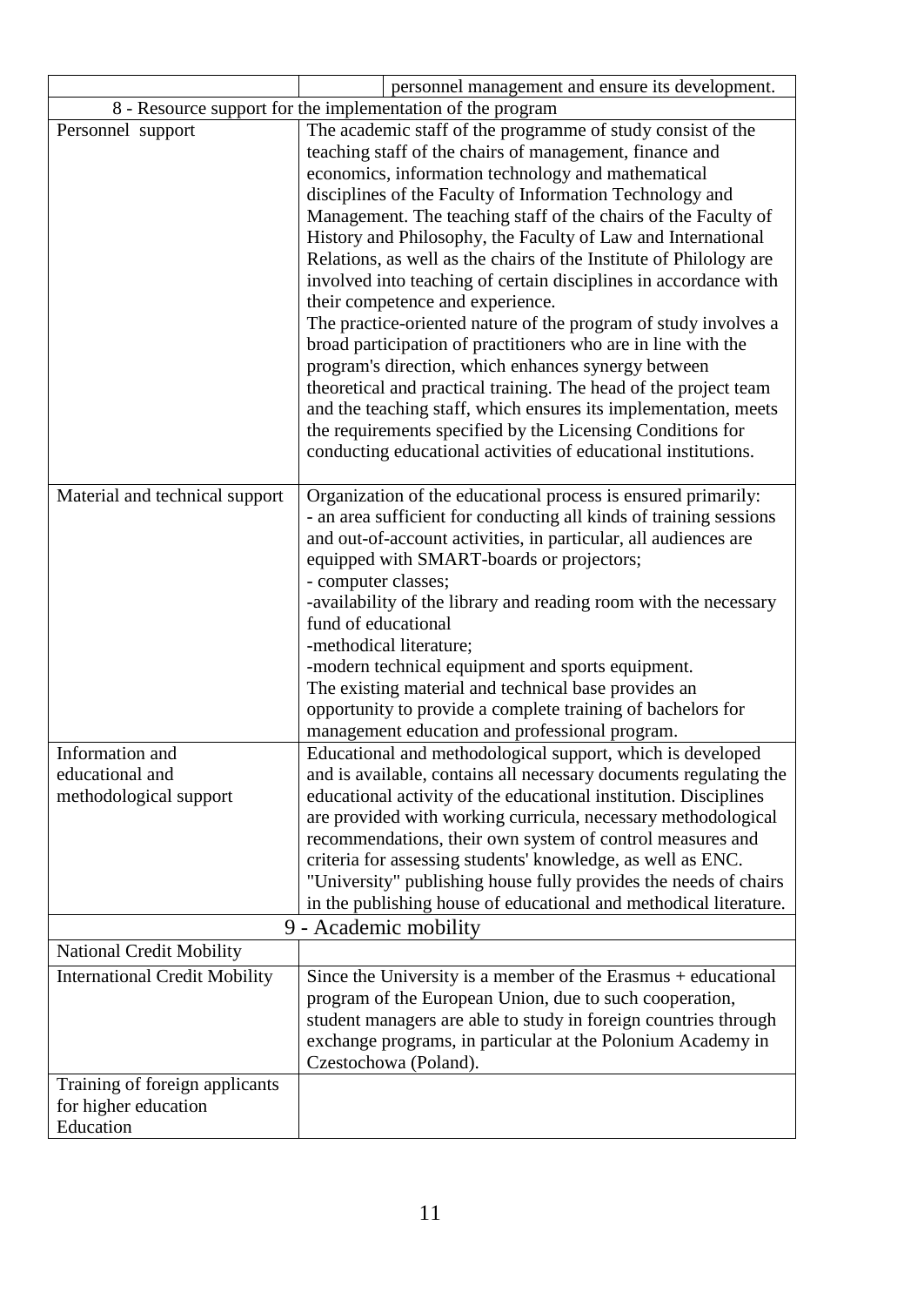| | | |
|---|---|---|
| | | personnel management and ensure its development. |
| 8 - Resource support for the implementation of the program | | |
| Personnel support | The academic staff of the programme of study consist of the teaching staff of the chairs of management, finance and economics, information technology and mathematical disciplines of the Faculty of Information Technology and Management. The teaching staff of the chairs of the Faculty of History and Philosophy, the Faculty of Law and International Relations, as well as the chairs of the Institute of Philology are involved into teaching of certain disciplines in accordance with their competence and experience.<br>The practice-oriented nature of the program of study involves a broad participation of practitioners who are in line with the program's direction, which enhances synergy between theoretical and practical training. The head of the project team and the teaching staff, which ensures its implementation, meets the requirements specified by the Licensing Conditions for conducting educational activities of educational institutions. | |
| Material and technical support | Organization of the educational process is ensured primarily:<br>- an area sufficient for conducting all kinds of training sessions and out-of-account activities, in particular, all audiences are equipped with SMART-boards or projectors;<br>- computer classes;<br>-availability of the library and reading room with the necessary fund of educational<br>-methodical literature;<br>-modern technical equipment and sports equipment.<br>The existing material and technical base provides an opportunity to provide a complete training of bachelors for management education and professional program. | |
| Information and educational and methodological support | Educational and methodological support, which is developed and is available, contains all necessary documents regulating the educational activity of the educational institution. Disciplines are provided with working curricula, necessary methodological recommendations, their own system of control measures and criteria for assessing students' knowledge, as well as ENC. "University" publishing house fully provides the needs of chairs in the publishing house of educational and methodical literature. | |
| 9 - Academic mobility | | |
| National Credit Mobility | | |
| International Credit Mobility | Since the University is a member of the Erasmus + educational program of the European Union, due to such cooperation, student managers are able to study in foreign countries through exchange programs, in particular at the Polonium Academy in Czestochowa (Poland). | |
| Training of foreign applicants for higher education Education | | |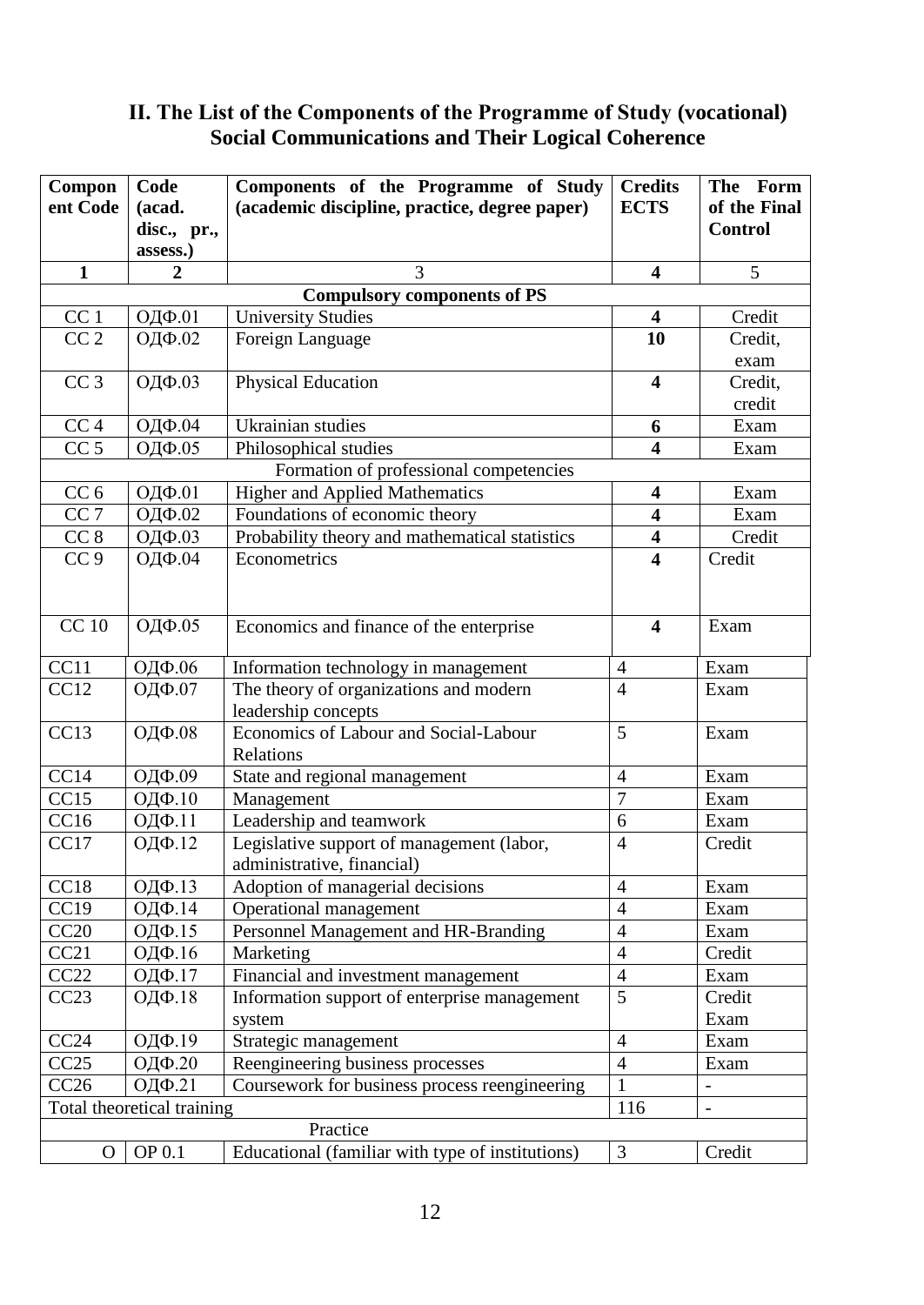## II. The List of the Components of the Programme of Study (vocational) Social Communications and Their Logical Coherence

| Component Code | Code (acad. disc., pr., assess.) | Components of the Programme of Study (academic discipline, practice, degree paper) | Credits ECTS | The Form of the Final Control |
|---|---|---|---|---|
| 1 | 2 | 3 | 4 | 5 |
| **Compulsory components of PS** | | | | |
| CC 1 | ОДФ.01 | University Studies | **4** | Credit |
| CC 2 | ОДФ.02 | Foreign Language | **10** | Credit, exam |
| CC 3 | ОДФ.03 | Physical Education | **4** | Credit, credit |
| CC 4 | ОДФ.04 | Ukrainian studies | **6** | Exam |
| CC 5 | ОДФ.05 | Philosophical studies | **4** | Exam |
| Formation of professional competencies | | | | |
| CC 6 | ОДФ.01 | Higher and Applied Mathematics | **4** | Exam |
| CC 7 | ОДФ.02 | Foundations of economic theory | **4** | Exam |
| CC 8 | ОДФ.03 | Probability theory and mathematical statistics | **4** | Credit |
| CC 9 | ОДФ.04 | Econometrics | **4** | Credit |
| CC 10 | ОДФ.05 | Economics and finance of the enterprise | **4** | Exam |
| CC11 | ОДФ.06 | Information technology in management | 4 | Exam |
| CC12 | ОДФ.07 | The theory of organizations and modern leadership concepts | 4 | Exam |
| CC13 | ОДФ.08 | Economics of Labour and Social-Labour Relations | 5 | Exam |
| CC14 | ОДФ.09 | State and regional management | 4 | Exam |
| CC15 | ОДФ.10 | Management | 7 | Exam |
| CC16 | ОДФ.11 | Leadership and teamwork | 6 | Exam |
| CC17 | ОДФ.12 | Legislative support of management (labor, administrative, financial) | 4 | Credit |
| CC18 | ОДФ.13 | Adoption of managerial decisions | 4 | Exam |
| CC19 | ОДФ.14 | Operational management | 4 | Exam |
| CC20 | ОДФ.15 | Personnel Management and HR-Branding | 4 | Exam |
| CC21 | ОДФ.16 | Marketing | 4 | Credit |
| CC22 | ОДФ.17 | Financial and investment management | 4 | Exam |
| CC23 | ОДФ.18 | Information support of enterprise management system | 5 | Credit Exam |
| CC24 | ОДФ.19 | Strategic management | 4 | Exam |
| CC25 | ОДФ.20 | Reengineering business processes | 4 | Exam |
| CC26 | ОДФ.21 | Coursework for business process reengineering | 1 | - |
| Total theoretical training | | | 116 | - |
| Practice | | | | |
| O | OP 0.1 | Educational (familiar with type of institutions) | 3 | Credit |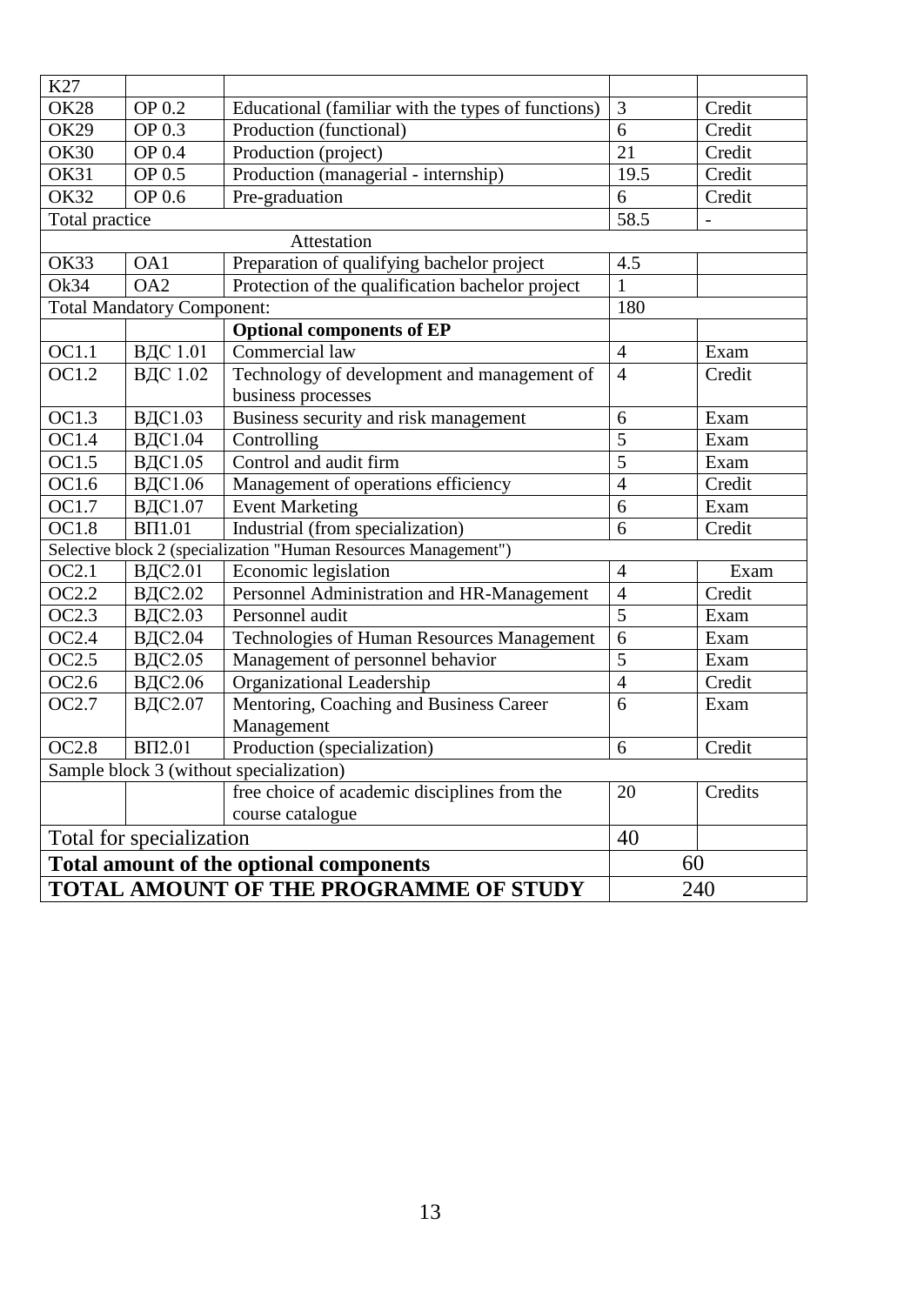| K27 | | | | |
|---|---|---|---|---|
| OK28 | OP 0.2 | Educational (familiar with the types of functions) | 3 | Credit |
| OK29 | OP 0.3 | Production (functional) | 6 | Credit |
| OK30 | OP 0.4 | Production (project) | 21 | Credit |
| OK31 | OP 0.5 | Production (managerial - internship) | 19.5 | Credit |
| OK32 | OP 0.6 | Pre-graduation | 6 | Credit |
| Total practice | | | 58.5 | - |
| | | Attestation | | |
| OK33 | OA1 | Preparation of qualifying bachelor project | 4.5 | |
| Ok34 | OA2 | Protection of the qualification bachelor project | 1 | |
| Total Mandatory Component: | | | 180 | |
| | | **Optional components of EP** | | |
| OC1.1 | ВДС 1.01 | Commercial law | 4 | Exam |
| OC1.2 | ВДС 1.02 | Technology of development and management of business processes | 4 | Credit |
| OC1.3 | ВДС1.03 | Business security and risk management | 6 | Exam |
| OC1.4 | ВДС1.04 | Controlling | 5 | Exam |
| OC1.5 | ВДС1.05 | Control and audit firm | 5 | Exam |
| OC1.6 | ВДС1.06 | Management of operations efficiency | 4 | Credit |
| OC1.7 | ВДС1.07 | Event Marketing | 6 | Exam |
| OC1.8 | ВП1.01 | Industrial (from specialization) | 6 | Credit |
| Selective block 2 (specialization "Human Resources Management") | | | | |
| OC2.1 | ВДС2.01 | Economic legislation | 4 | Exam |
| OC2.2 | ВДС2.02 | Personnel Administration and HR-Management | 4 | Credit |
| OC2.3 | ВДС2.03 | Personnel audit | 5 | Exam |
| OC2.4 | ВДС2.04 | Technologies of Human Resources Management | 6 | Exam |
| OC2.5 | ВДС2.05 | Management of personnel behavior | 5 | Exam |
| OC2.6 | ВДС2.06 | Organizational Leadership | 4 | Credit |
| OC2.7 | ВДС2.07 | Mentoring, Coaching and Business Career Management | 6 | Exam |
| OC2.8 | ВП2.01 | Production (specialization) | 6 | Credit |
| Sample block 3 (without specialization) | | | | |
| | | free choice of academic disciplines from the course catalogue | 20 | Credits |
| Total for specialization | | | 40 | |
| **Total amount of the optional components** | | | 60 | |
| **TOTAL AMOUNT OF THE PROGRAMME OF STUDY** | | | 240 | |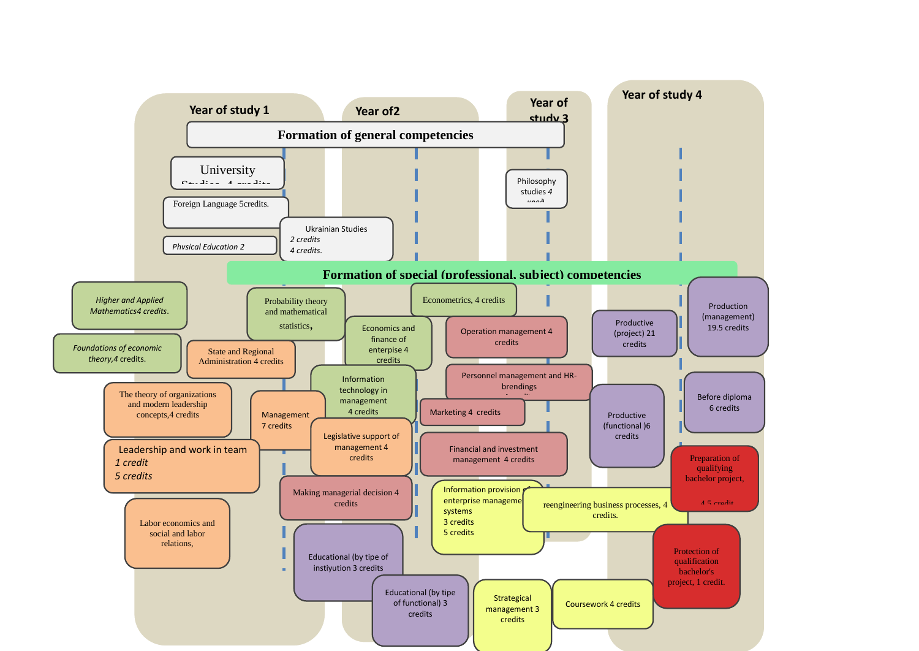Year of study 1

Year of2

Year of study 3

Year of study 4

**Formation of general competencies**

University Studies 4 credits

Foreign Language 5credits.

Physical Education 2

Ukrainian Studies
*2 credits*
*4 credits.*

Philosophy studies *4 cred*

**Formation of special (professional, subject) competencies**

*Higher and Applied Mathematics4 credits.*

*Foundations of economic theory,4 credits.*

The theory of organizations and modern leadership concepts,4 credits

Leadership and work in team
*1 credit*
*5 credits*

Labor economics and social and labor relations,

Probability theory and mathematical statistics,

State and Regional Administration 4 credits

Management 7 credits

Economics and finance of enterprise 4 credits

Information technology in management 4 credits

Legislative support of management 4 credits

Making managerial decision 4 credits

Educational (by type of instiyution 3 credits

Educational (by tipe of functional) 3 credits

Econometrics, 4 credits

Operation management 4 credits

Personnel management and HR-brendings

Marketing 4 credits

Financial and investment management 4 credits

Information provision of enterprise management systems
3 credits
5 credits

reengineering business processes, 4 credits.

Strategical management 3 credits

Coursework 4 credits

Productive (project) 21 credits

Productive (functional )6 credits

Production (management) 19.5 credits

Before diploma 6 credits

Preparation of qualifying bachelor project, 4.5 credit

Protection of qualification bachelor's project, 1 credit.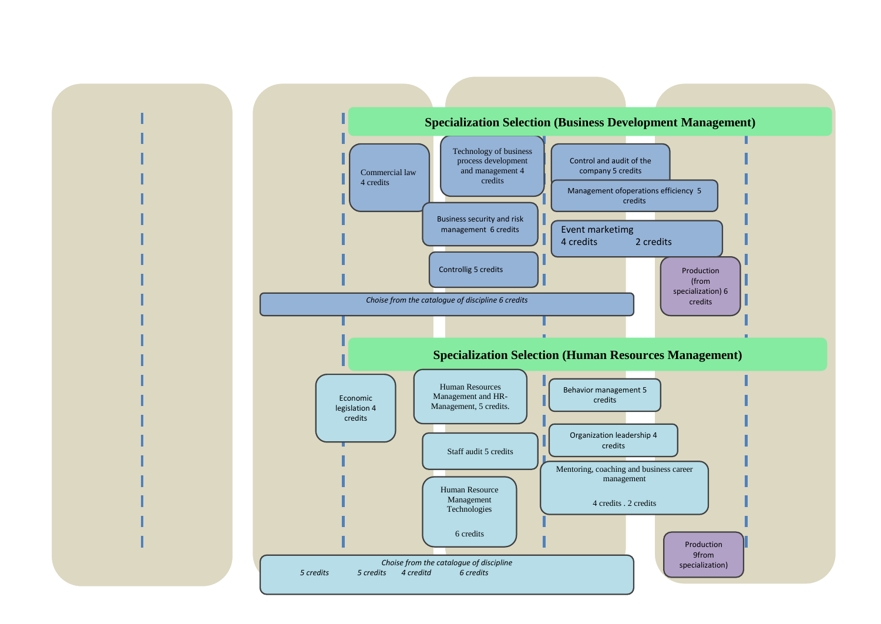## Specialization Selection (Business Development Management)

- Commercial law 4 credits
- Technology of business process development and management 4 credits
- Control and audit of the company 5 credits
- Management ofoperations efficiency 5 credits
- Business security and risk management 6 credits
- Event marketimg 4 credits 2 credits
- Controllig 5 credits
- Production (from specialization) 6 credits
- *Choise from the catalogue of discipline 6 credits*

## Specialization Selection (Human Resources Management)

- Economic legislation 4 credits
- Human Resources Management and HR-Management, 5 credits.
- Behavior management 5 credits
- Organization leadership 4 credits
- Staff audit 5 credits
- Mentoring, coaching and business career management 4 credits . 2 credits
- Human Resource Management Technologies 6 credits
- Production 9from specialization)
- *Choise from the catalogue of discipline 5 credits 5 credits 4 creditd 6 credits*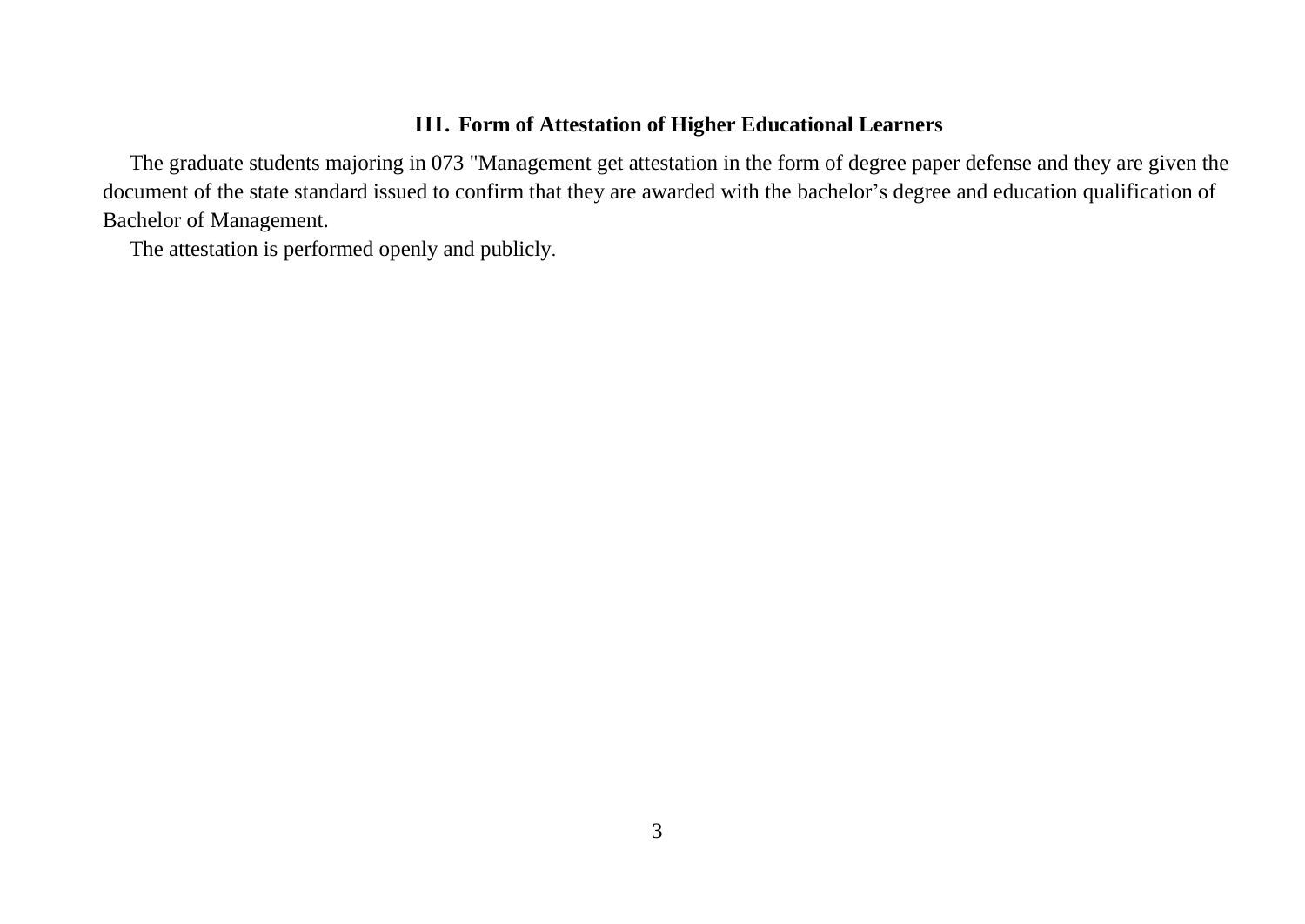## III. Form of Attestation of Higher Educational Learners

The graduate students majoring in 073 "Management get attestation in the form of degree paper defense and they are given the document of the state standard issued to confirm that they are awarded with the bachelor’s degree and education qualification of Bachelor of Management.

The attestation is performed openly and publicly.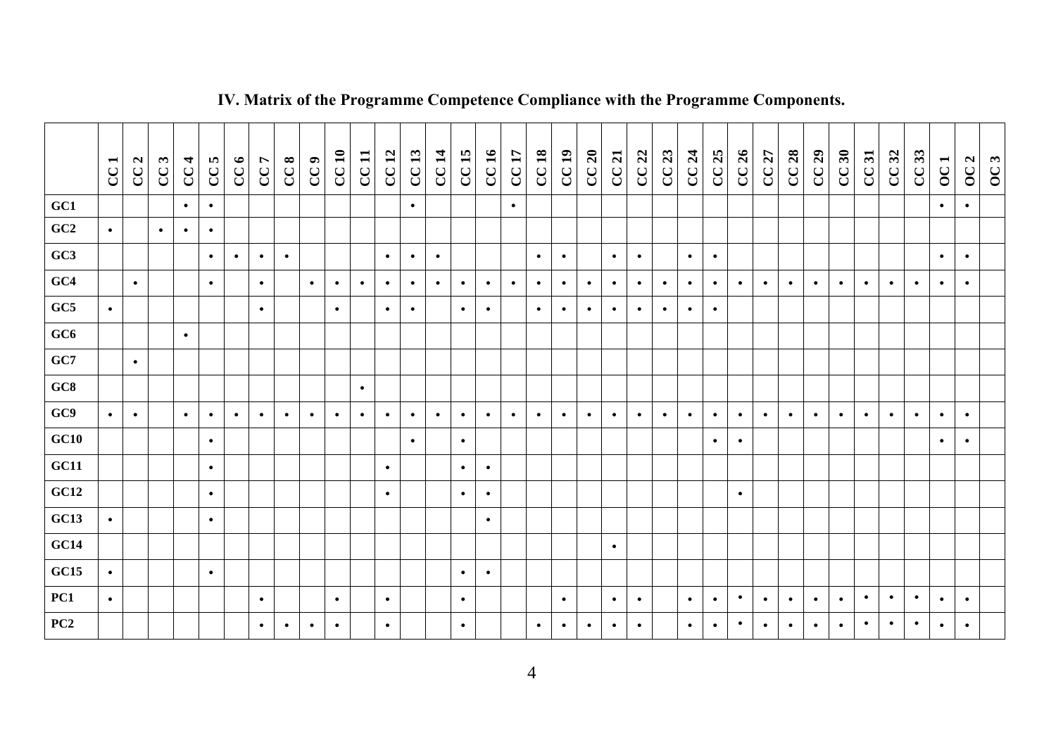## IV. Matrix of the Programme Competence Compliance with the Programme Components.

| | CC 1 | CC 2 | CC 3 | CC 4 | CC 5 | CC 6 | CC 7 | CC 8 | CC 9 | CC 10 | CC 11 | CC 12 | CC 13 | CC 14 | CC 15 | CC 16 | CC 17 | CC 18 | CC 19 | CC 20 | CC 21 | CC 22 | CC 23 | CC 24 | CC 25 | CC 26 | CC 27 | CC 28 | CC 29 | CC 30 | CC 31 | CC 32 | CC 33 | OC 1 | OC 2 | OC 3 |
|---|---|---|---|---|---|---|---|---|---|---|---|---|---|---|---|---|---|---|---|---|---|---|---|---|---|---|---|---|---|---|---|---|---|---|---|---|
| **GC1** | | | | • | • | | | | | | | | • | | | | • | | | | | | | | | | | | | | | | | • | • | |
| **GC2** | • | | • | • | • | | | | | | | | | | | | | | | | | | | | | | | | | | | | | | | |
| **GC3** | | | | | • | • | • | • | | | | • | • | • | | | | • | • | | • | • | | • | • | | | | | | | | | • | • | |
| **GC4** | | • | | | • | | • | | • | • | • | • | • | • | • | • | • | • | • | • | • | • | • | • | • | • | • | • | • | • | • | • | • | • | • | |
| **GC5** | • | | | | | | • | | | • | | • | • | | • | • | | • | • | • | • | • | • | • | • | | | | | | | | | | | |
| **GC6** | | | | • | | | | | | | | | | | | | | | | | | | | | | | | | | | | | | | | |
| **GC7** | | • | | | | | | | | | | | | | | | | | | | | | | | | | | | | | | | | | | |
| **GC8** | | | | | | | | | | | • | | | | | | | | | | | | | | | | | | | | | | | | | |
| **GC9** | • | • | | • | • | • | • | • | • | • | • | • | • | • | • | • | • | • | • | • | • | • | • | • | • | • | • | • | • | • | • | • | • | • | • | |
| **GC10** | | | | | • | | | | | | | | • | | • | | | | | | | | | | • | • | | | | | | | | • | • | |
| **GC11** | | | | | • | | | | | | | • | | | • | • | | | | | | | | | | | | | | | | | | | | |
| **GC12** | | | | | • | | | | | | | • | | | • | • | | | | | | | | | | • | | | | | | | | | | |
| **GC13** | • | | | | • | | | | | | | | | | | • | | | | | | | | | | | | | | | | | | | | |
| **GC14** | | | | | | | | | | | | | | | | | | | | | • | | | | | | | | | | | | | | | |
| **GC15** | • | | | | • | | | | | | | | | | • | • | | | | | | | | | | | | | | | | | | | | |
| **PC1** | • | | | | | | • | | | • | | • | | | • | | | | • | | • | • | | • | • | • | • | • | • | • | • | • | • | • | • | |
| **PC2** | | | | | | | • | • | • | • | | • | | | • | | | • | • | • | • | • | | • | • | • | • | • | • | • | • | • | • | • | • | |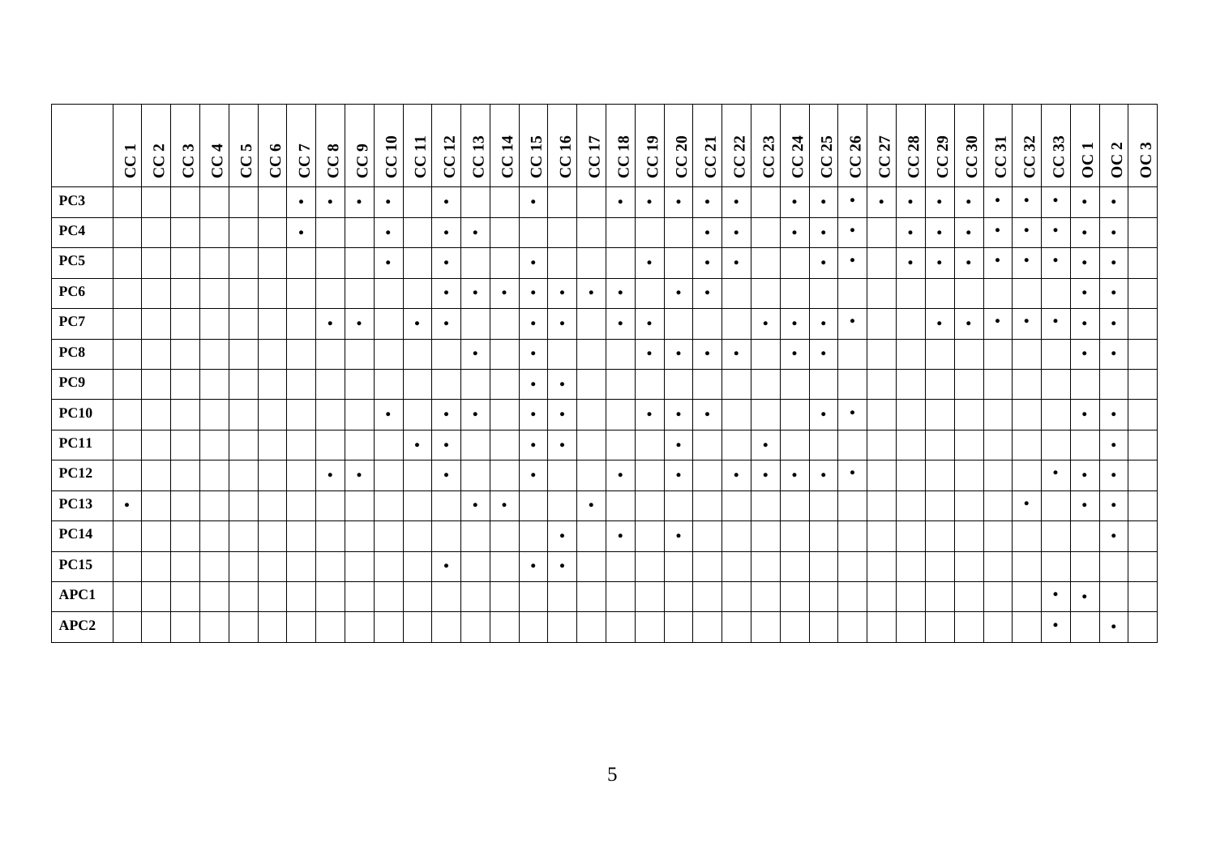| | CC 1 | CC 2 | CC 3 | CC 4 | CC 5 | CC 6 | CC 7 | CC 8 | CC 9 | CC 10 | CC 11 | CC 12 | CC 13 | CC 14 | CC 15 | CC 16 | CC 17 | CC 18 | CC 19 | CC 20 | CC 21 | CC 22 | CC 23 | CC 24 | CC 25 | CC 26 | CC 27 | CC 28 | CC 29 | CC 30 | CC 31 | CC 32 | CC 33 | OC 1 | OC 2 | OC 3 |
|---|---|---|---|---|---|---|---|---|---|---|---|---|---|---|---|---|---|---|---|---|---|---|---|---|---|---|---|---|---|---|---|---|---|---|---|---|
| **PC3** | | | | | | | • | • | • | • | | • | | | • | | | • | • | • | • | • | | • | • | • | • | • | • | • | • | • | • | • | • | |
| **PC4** | | | | | | | • | | | • | | • | • | | | | | | | | • | • | | • | • | • | | • | • | • | • | • | • | • | • | |
| **PC5** | | | | | | | | | | • | | • | | | • | | | | • | | • | • | | | • | • | | • | • | • | • | • | • | • | • | |
| **PC6** | | | | | | | | | | | | • | • | • | • | • | • | • | | • | • | | | | | | | | | | | | | • | • | |
| **PC7** | | | | | | | | • | • | | • | • | | | • | • | | • | • | | | | • | • | • | • | | | • | • | • | • | • | • | • | |
| **PC8** | | | | | | | | | | | | | • | | • | | | | • | • | • | • | | • | • | | | | | | | | | • | • | |
| **PC9** | | | | | | | | | | | | | | | • | • | | | | | | | | | | | | | | | | | | | | |
| **PC10** | | | | | | | | | | • | | • | • | | • | • | | | • | • | • | | | | • | • | | | | | | | | • | • | |
| **PC11** | | | | | | | | | | | • | • | | | • | • | | | | • | | | • | | | | | | | | | | | | • | |
| **PC12** | | | | | | | | • | • | | | • | | | • | | | • | | • | | • | • | • | • | • | | | | | | | • | • | • | |
| **PC13** | • | | | | | | | | | | | | • | • | | | • | | | | | | | | | | | | | | | • | | • | • | |
| **PC14** | | | | | | | | | | | | | | | | • | | • | | • | | | | | | | | | | | | | | | • | |
| **PC15** | | | | | | | | | | | | • | | | • | • | | | | | | | | | | | | | | | | | | | | |
| **APC1** | | | | | | | | | | | | | | | | | | | | | | | | | | | | | | | | | • | • | | |
| **APC2** | | | | | | | | | | | | | | | | | | | | | | | | | | | | | | | | | • | | • | |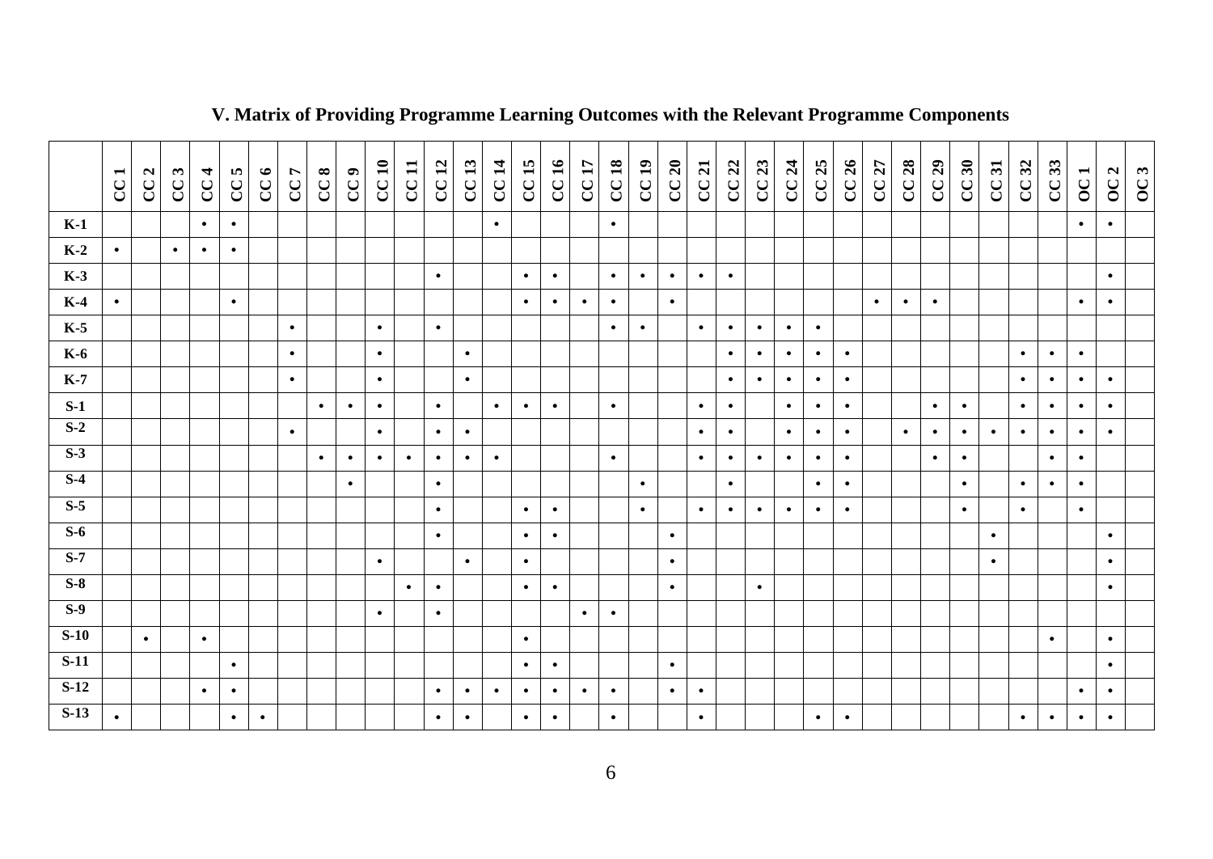## V. Matrix of Providing Programme Learning Outcomes with the Relevant Programme Components

| | CC 1 | CC 2 | CC 3 | CC 4 | CC 5 | CC 6 | CC 7 | CC 8 | CC 9 | CC 10 | CC 11 | CC 12 | CC 13 | CC 14 | CC 15 | CC 16 | CC 17 | CC 18 | CC 19 | CC 20 | CC 21 | CC 22 | CC 23 | CC 24 | CC 25 | CC 26 | CC 27 | CC 28 | CC 29 | CC 30 | CC 31 | CC 32 | CC 33 | OC 1 | OC 2 | OC 3 |
|---|---|---|---|---|---|---|---|---|---|---|---|---|---|---|---|---|---|---|---|---|---|---|---|---|---|---|---|---|---|---|---|---|---|---|---|---|
| K-1 | | | | • | • | | | | | | | | | • | | | | • | | | | | | | | | | | | | | | | • | • | |
| K-2 | • | | • | • | • | | | | | | | | | | | | | | | | | | | | | | | | | | | | | | | |
| K-3 | | | | | | | | | | | | • | | | • | • | | • | • | • | • | • | | | | | | | | | | | | | • | |
| K-4 | • | | | | • | | | | | | | | | | • | • | • | • | | • | | | | | | | • | • | • | | | | | • | • | |
| K-5 | | | | | | | • | | | • | | • | | | | | | • | • | | • | • | • | • | • | | | | | | | | | | | |
| K-6 | | | | | | | • | | | • | | | • | | | | | | | | | • | • | • | • | • | | | | | | • | • | • | | |
| K-7 | | | | | | | • | | | • | | | • | | | | | | | | | • | • | • | • | • | | | | | | • | • | • | • | |
| S-1 | | | | | | | | • | • | • | | • | | • | • | • | | • | | | • | • | | • | • | • | | | • | • | | • | • | • | • | |
| S-2 | | | | | | | • | | | • | | • | • | | | | | | | | • | • | | • | • | • | | • | • | • | • | • | • | • | • | |
| S-3 | | | | | | | | • | • | • | • | • | • | • | | | | • | | | • | • | • | • | • | • | | | • | • | | | • | • | | |
| S-4 | | | | | | | | | • | | | • | | | | | | | • | | | • | | | • | • | | | | • | | • | • | • | | |
| S-5 | | | | | | | | | | | | • | | | • | • | | | • | | • | • | • | • | • | • | | | | • | | • | | • | | |
| S-6 | | | | | | | | | | | | • | | | • | • | | | | • | | | | | | | | | | | • | | | | • | |
| S-7 | | | | | | | | | | • | | | • | | • | | | | | • | | | | | | | | | | | • | | | | • | |
| S-8 | | | | | | | | | | | • | • | | | • | • | | | | • | | | • | | | | | | | | | | | | • | |
| S-9 | | | | | | | | | | • | | • | | | | | • | • | | | | | | | | | | | | | | | | | | |
| S-10 | | • | | • | | | | | | | | | | | • | | | | | | | | | | | | | | | | | | • | | • | |
| S-11 | | | | | • | | | | | | | | | | • | • | | | | • | | | | | | | | | | | | | | | • | |
| S-12 | | | | • | • | | | | | | | • | • | • | • | • | • | • | | • | • | | | | | | | | | | | | | • | • | |
| S-13 | • | | | | • | • | | | | | | • | • | | • | • | | • | | | • | | | | • | • | | | | | | • | • | • | • | |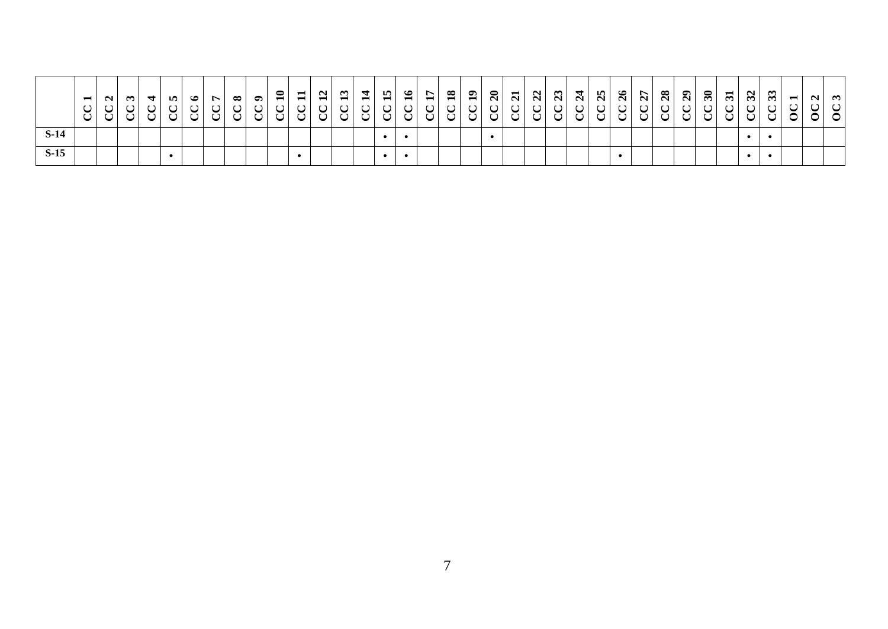| | CC 1 | CC 2 | CC 3 | CC 4 | CC 5 | CC 6 | CC 7 | CC 8 | CC 9 | CC 10 | CC 11 | CC 12 | CC 13 | CC 14 | CC 15 | CC 16 | CC 17 | CC 18 | CC 19 | CC 20 | CC 21 | CC 22 | CC 23 | CC 24 | CC 25 | CC 26 | CC 27 | CC 28 | CC 29 | CC 30 | CC 31 | CC 32 | CC 33 | OC 1 | OC 2 | OC 3 |
|---|---|---|---|---|---|---|---|---|---|---|---|---|---|---|---|---|---|---|---|---|---|---|---|---|---|---|---|---|---|---|---|---|---|---|---|---|
| **S-14** | | | | | | | | | | | | | | | • | • | | | | • | | | | | | | | | | | | • | • | | | |
| **S-15** | | | | | • | | | | | | • | | | | • | • | | | | | | | | | | • | | | | | | • | • | | | |